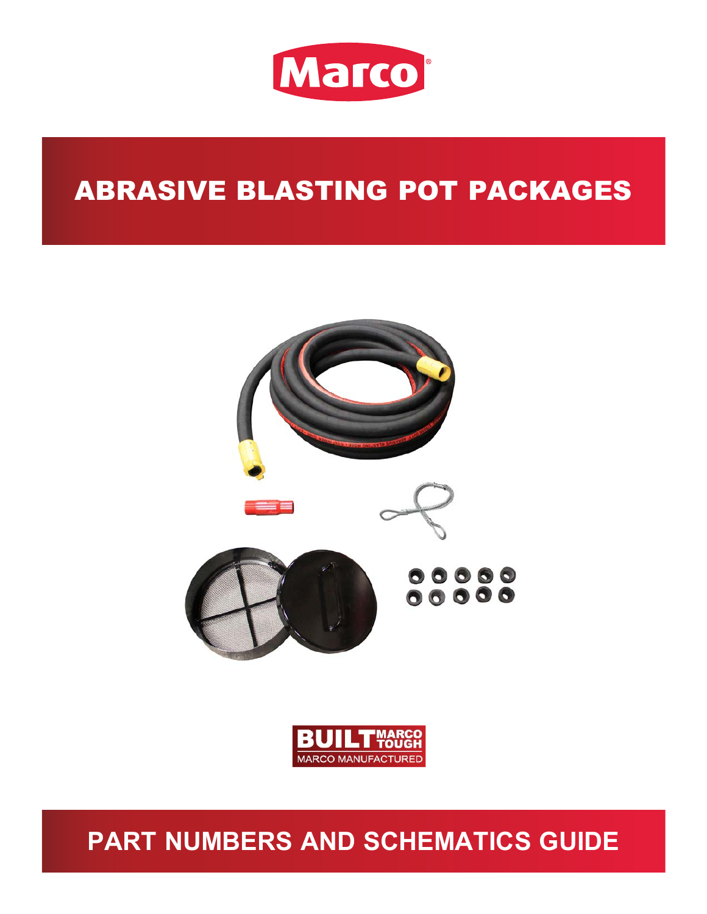Marco®

# ABRASIVE BLASTING POT PACKAGES

BUILT MARCO TOUGH
MARCO MANUFACTURED

## PART NUMBERS AND SCHEMATICS GUIDE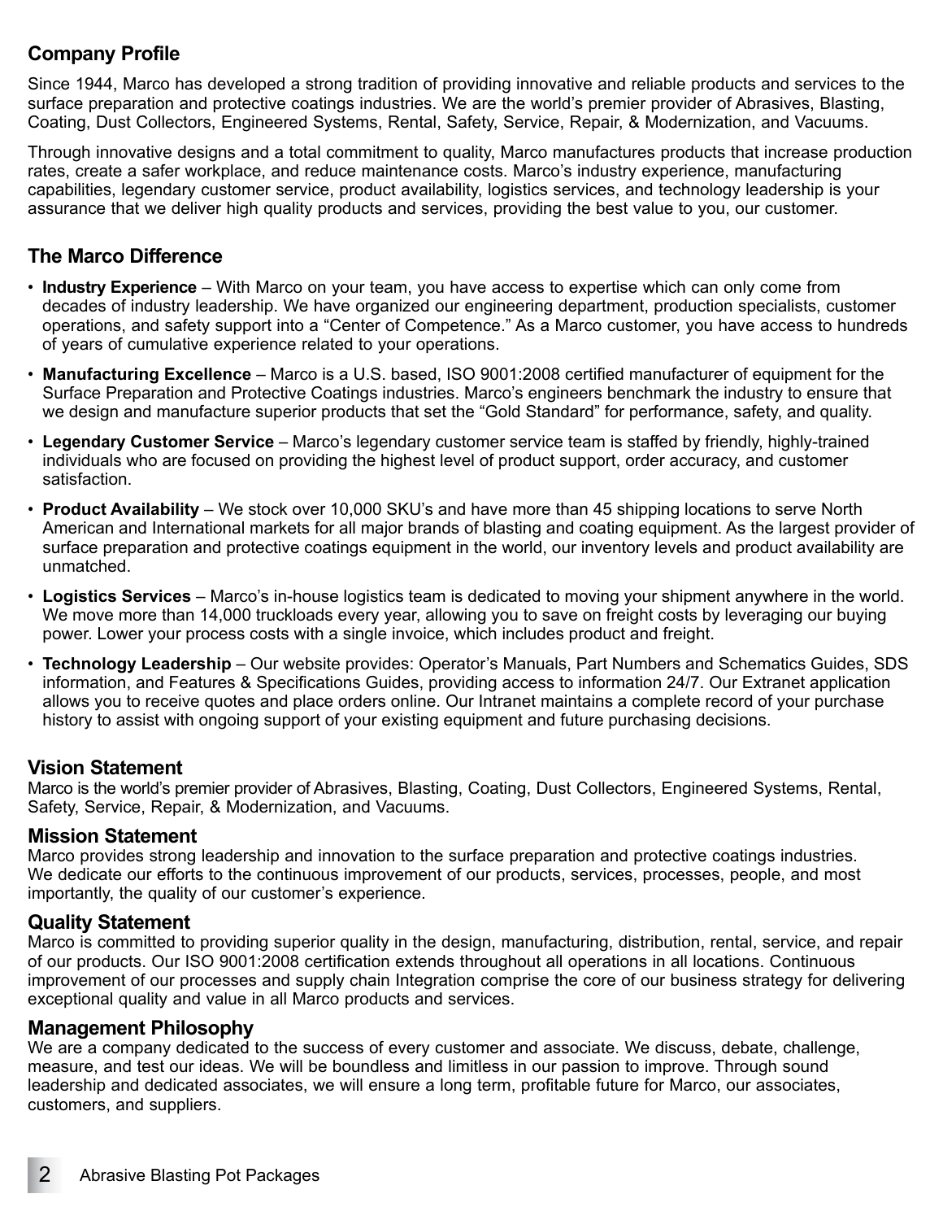## Company Profile

Since 1944, Marco has developed a strong tradition of providing innovative and reliable products and services to the surface preparation and protective coatings industries. We are the world's premier provider of Abrasives, Blasting, Coating, Dust Collectors, Engineered Systems, Rental, Safety, Service, Repair, & Modernization, and Vacuums.

Through innovative designs and a total commitment to quality, Marco manufactures products that increase production rates, create a safer workplace, and reduce maintenance costs. Marco's industry experience, manufacturing capabilities, legendary customer service, product availability, logistics services, and technology leadership is your assurance that we deliver high quality products and services, providing the best value to you, our customer.

## The Marco Difference

- **Industry Experience** – With Marco on your team, you have access to expertise which can only come from decades of industry leadership. We have organized our engineering department, production specialists, customer operations, and safety support into a "Center of Competence." As a Marco customer, you have access to hundreds of years of cumulative experience related to your operations.
- **Manufacturing Excellence** – Marco is a U.S. based, ISO 9001:2008 certified manufacturer of equipment for the Surface Preparation and Protective Coatings industries. Marco's engineers benchmark the industry to ensure that we design and manufacture superior products that set the "Gold Standard" for performance, safety, and quality.
- **Legendary Customer Service** – Marco's legendary customer service team is staffed by friendly, highly-trained individuals who are focused on providing the highest level of product support, order accuracy, and customer satisfaction.
- **Product Availability** – We stock over 10,000 SKU's and have more than 45 shipping locations to serve North American and International markets for all major brands of blasting and coating equipment. As the largest provider of surface preparation and protective coatings equipment in the world, our inventory levels and product availability are unmatched.
- **Logistics Services** – Marco's in-house logistics team is dedicated to moving your shipment anywhere in the world. We move more than 14,000 truckloads every year, allowing you to save on freight costs by leveraging our buying power. Lower your process costs with a single invoice, which includes product and freight.
- **Technology Leadership** – Our website provides: Operator's Manuals, Part Numbers and Schematics Guides, SDS information, and Features & Specifications Guides, providing access to information 24/7. Our Extranet application allows you to receive quotes and place orders online. Our Intranet maintains a complete record of your purchase history to assist with ongoing support of your existing equipment and future purchasing decisions.

## Vision Statement

Marco is the world's premier provider of Abrasives, Blasting, Coating, Dust Collectors, Engineered Systems, Rental, Safety, Service, Repair, & Modernization, and Vacuums.

## Mission Statement

Marco provides strong leadership and innovation to the surface preparation and protective coatings industries. We dedicate our efforts to the continuous improvement of our products, services, processes, people, and most importantly, the quality of our customer's experience.

## Quality Statement

Marco is committed to providing superior quality in the design, manufacturing, distribution, rental, service, and repair of our products. Our ISO 9001:2008 certification extends throughout all operations in all locations. Continuous improvement of our processes and supply chain Integration comprise the core of our business strategy for delivering exceptional quality and value in all Marco products and services.

## Management Philosophy

We are a company dedicated to the success of every customer and associate. We discuss, debate, challenge, measure, and test our ideas. We will be boundless and limitless in our passion to improve. Through sound leadership and dedicated associates, we will ensure a long term, profitable future for Marco, our associates, customers, and suppliers.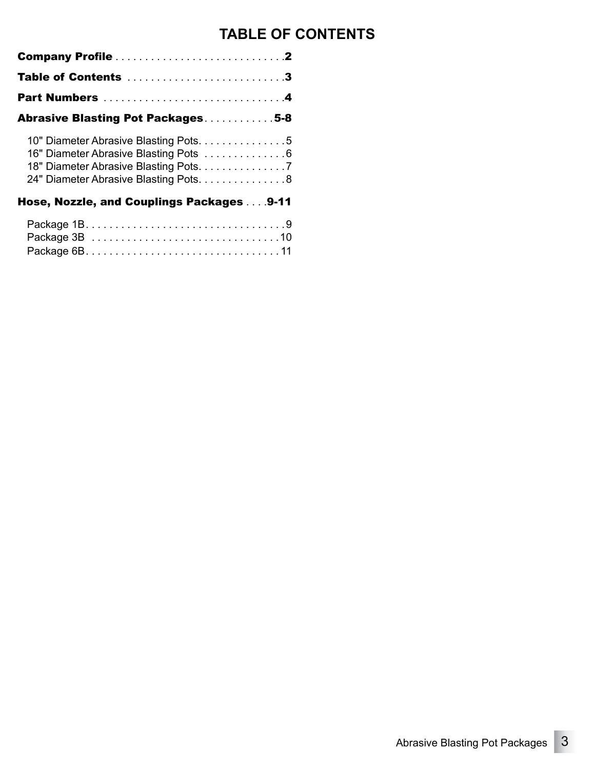# TABLE OF CONTENTS

**Company Profile** . . . . . . . . . . . . . . . . . . . . . . . . . . . . .**2**

**Table of Contents** . . . . . . . . . . . . . . . . . . . . . . . . . . .**3**

**Part Numbers** . . . . . . . . . . . . . . . . . . . . . . . . . . . . . . .**4**

**Abrasive Blasting Pot Packages**. . . . . . . . . . . .**5-8**

- 10" Diameter Abrasive Blasting Pots. . . . . . . . . . . . . . . 5
- 16" Diameter Abrasive Blasting Pots . . . . . . . . . . . . . . 6
- 18" Diameter Abrasive Blasting Pots. . . . . . . . . . . . . . . 7
- 24" Diameter Abrasive Blasting Pots. . . . . . . . . . . . . . . 8

**Hose, Nozzle, and Couplings Packages** . . . .**9-11**

- Package 1B. . . . . . . . . . . . . . . . . . . . . . . . . . . . . . . . . . 9
- Package 3B . . . . . . . . . . . . . . . . . . . . . . . . . . . . . . . . 10
- Package 6B. . . . . . . . . . . . . . . . . . . . . . . . . . . . . . . . . 11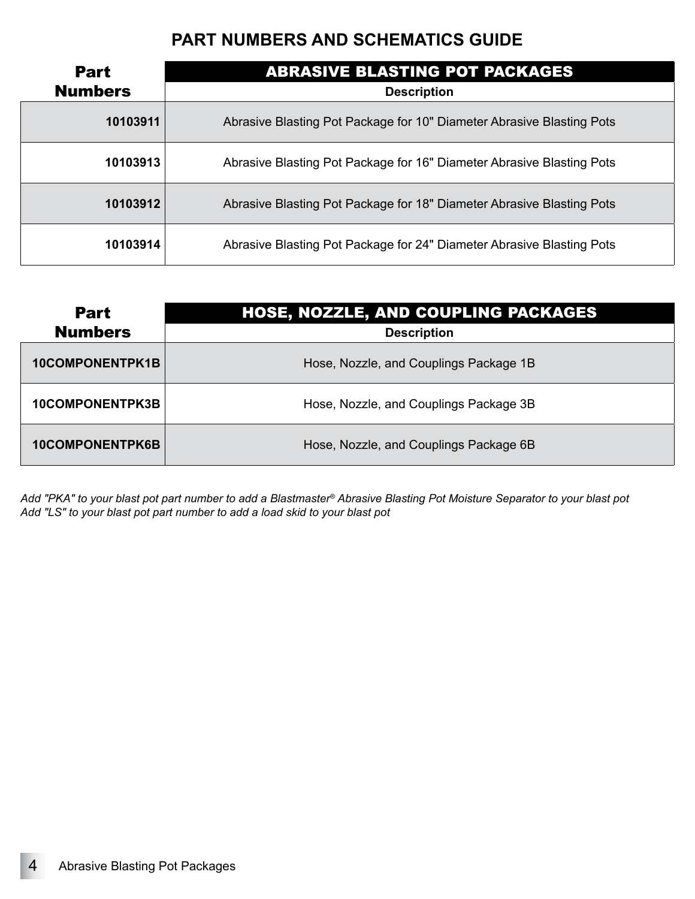# PART NUMBERS AND SCHEMATICS GUIDE

| Part Numbers | ABRASIVE BLASTING POT PACKAGES<br>Description |
|---|---|
| **10103911** | Abrasive Blasting Pot Package for 10" Diameter Abrasive Blasting Pots |
| **10103913** | Abrasive Blasting Pot Package for 16" Diameter Abrasive Blasting Pots |
| **10103912** | Abrasive Blasting Pot Package for 18" Diameter Abrasive Blasting Pots |
| **10103914** | Abrasive Blasting Pot Package for 24" Diameter Abrasive Blasting Pots |

| Part Numbers | HOSE, NOZZLE, AND COUPLING PACKAGES<br>Description |
|---|---|
| **10COMPONENTPK1B** | Hose, Nozzle, and Couplings Package 1B |
| **10COMPONENTPK3B** | Hose, Nozzle, and Couplings Package 3B |
| **10COMPONENTPK6B** | Hose, Nozzle, and Couplings Package 6B |

*Add "PKA" to your blast pot part number to add a Blastmaster® Abrasive Blasting Pot Moisture Separator to your blast pot*
*Add "LS" to your blast pot part number to add a load skid to your blast pot*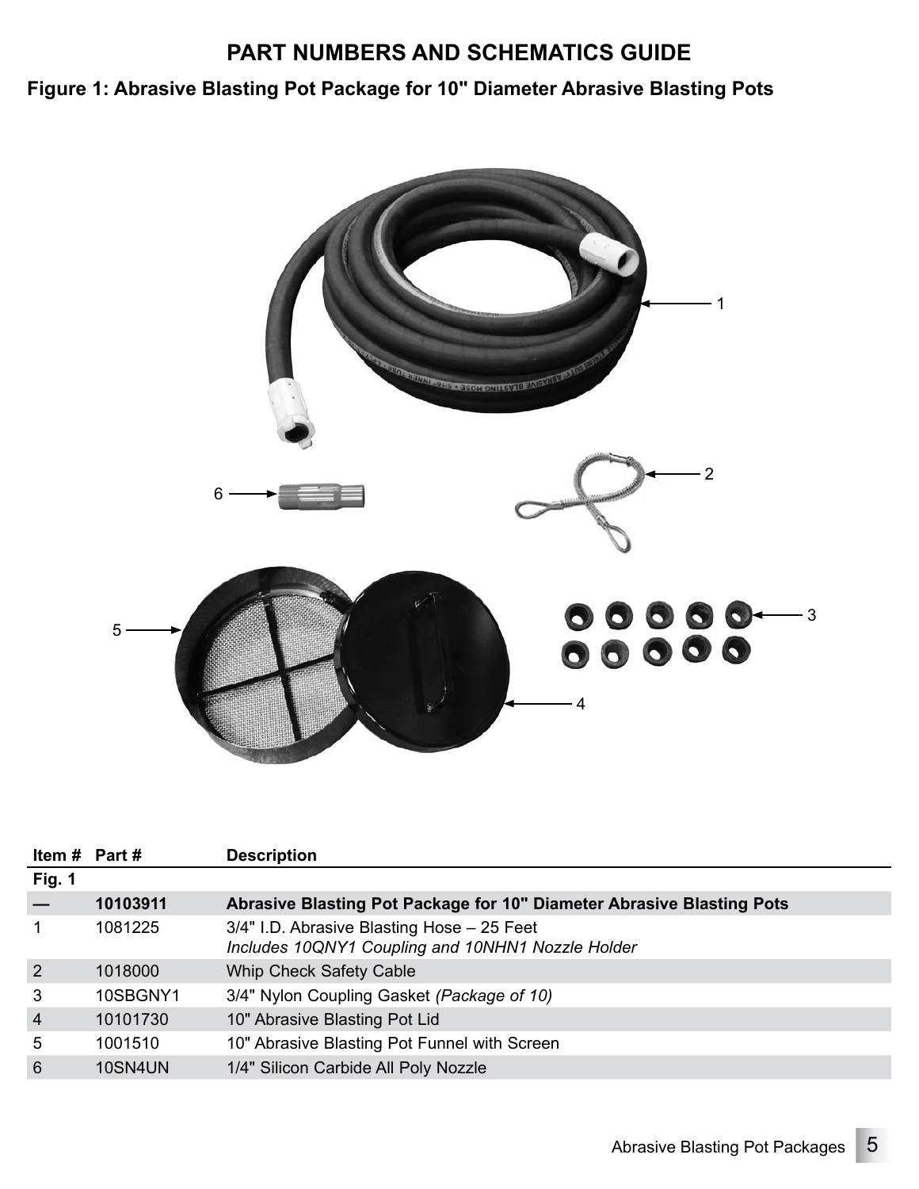# PART NUMBERS AND SCHEMATICS GUIDE

## Figure 1: Abrasive Blasting Pot Package for 10" Diameter Abrasive Blasting Pots

| Item # | Part # | Description |
|---|---|---|
| **Fig. 1** | | |
| **—** | **10103911** | **Abrasive Blasting Pot Package for 10" Diameter Abrasive Blasting Pots** |
| 1 | 1081225 | 3/4" I.D. Abrasive Blasting Hose – 25 Feet *Includes 10QNY1 Coupling and 10NHN1 Nozzle Holder* |
| 2 | 1018000 | Whip Check Safety Cable |
| 3 | 10SBGNY1 | 3/4" Nylon Coupling Gasket *(Package of 10)* |
| 4 | 10101730 | 10" Abrasive Blasting Pot Lid |
| 5 | 1001510 | 10" Abrasive Blasting Pot Funnel with Screen |
| 6 | 10SN4UN | 1/4" Silicon Carbide All Poly Nozzle |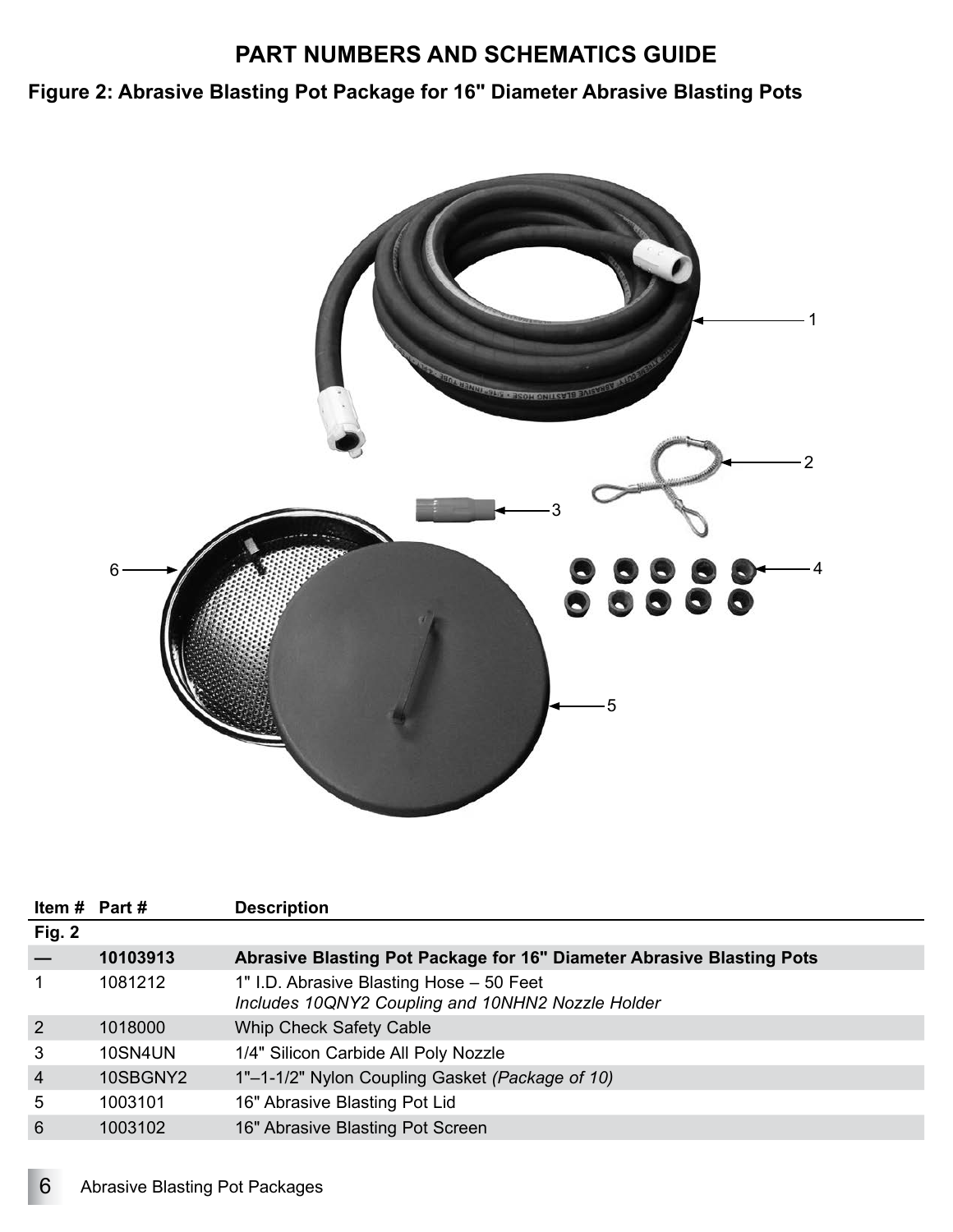# PART NUMBERS AND SCHEMATICS GUIDE

## Figure 2: Abrasive Blasting Pot Package for 16" Diameter Abrasive Blasting Pots

| Item # | Part # | Description |
|---|---|---|
| **Fig. 2** | | |
| **—** | **10103913** | **Abrasive Blasting Pot Package for 16" Diameter Abrasive Blasting Pots** |
| 1 | 1081212 | 1" I.D. Abrasive Blasting Hose – 50 Feet *Includes 10QNY2 Coupling and 10NHN2 Nozzle Holder* |
| 2 | 1018000 | Whip Check Safety Cable |
| 3 | 10SN4UN | 1/4" Silicon Carbide All Poly Nozzle |
| 4 | 10SBGNY2 | 1"–1-1/2" Nylon Coupling Gasket *(Package of 10)* |
| 5 | 1003101 | 16" Abrasive Blasting Pot Lid |
| 6 | 1003102 | 16" Abrasive Blasting Pot Screen |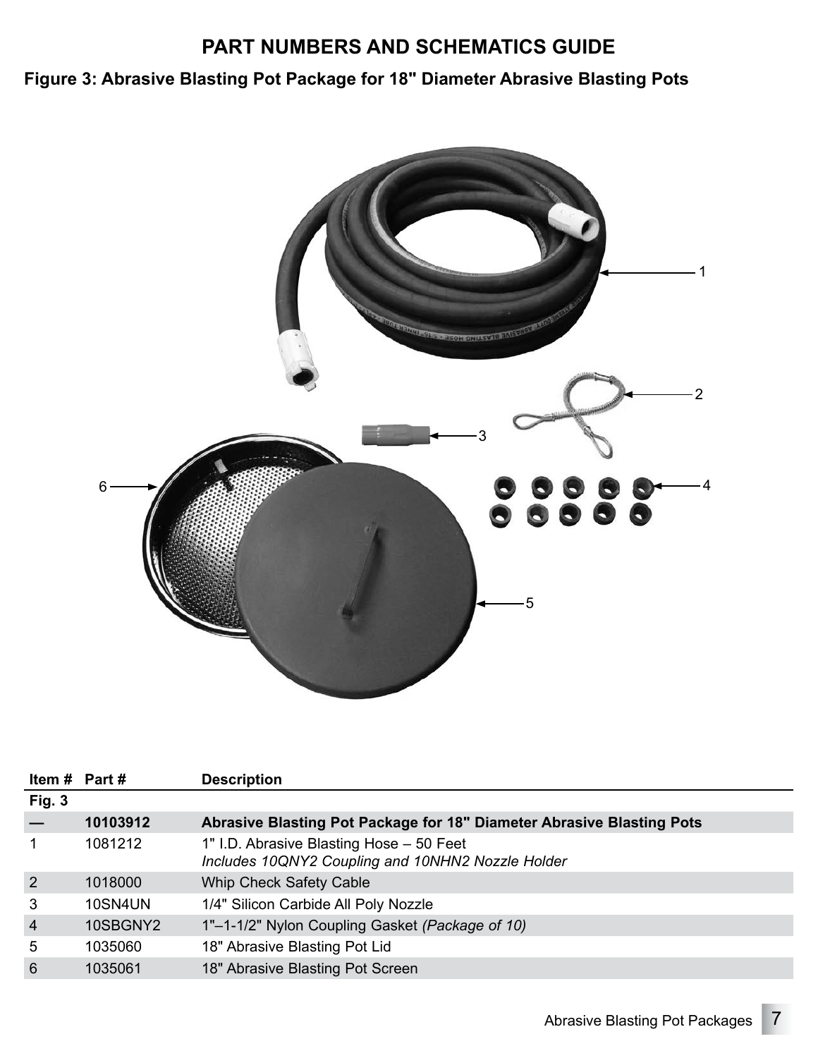# PART NUMBERS AND SCHEMATICS GUIDE

## Figure 3: Abrasive Blasting Pot Package for 18" Diameter Abrasive Blasting Pots

| Item # | Part # | Description |
|---|---|---|
| **Fig. 3** | | |
| **—** | **10103912** | **Abrasive Blasting Pot Package for 18" Diameter Abrasive Blasting Pots** |
| 1 | 1081212 | 1" I.D. Abrasive Blasting Hose – 50 Feet *Includes 10QNY2 Coupling and 10NHN2 Nozzle Holder* |
| 2 | 1018000 | Whip Check Safety Cable |
| 3 | 10SN4UN | 1/4" Silicon Carbide All Poly Nozzle |
| 4 | 10SBGNY2 | 1"–1-1/2" Nylon Coupling Gasket *(Package of 10)* |
| 5 | 1035060 | 18" Abrasive Blasting Pot Lid |
| 6 | 1035061 | 18" Abrasive Blasting Pot Screen |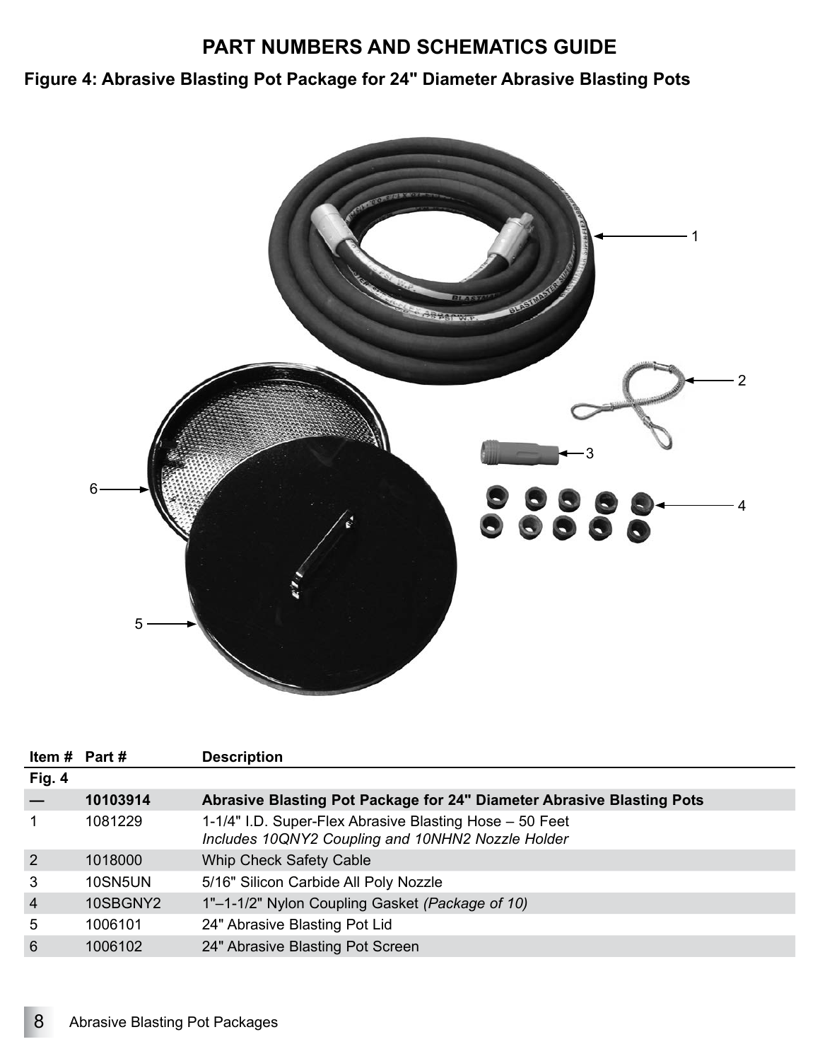# PART NUMBERS AND SCHEMATICS GUIDE

## Figure 4: Abrasive Blasting Pot Package for 24" Diameter Abrasive Blasting Pots

| Item # | Part # | Description |
|---|---|---|
| **Fig. 4** | | |
| **—** | **10103914** | **Abrasive Blasting Pot Package for 24" Diameter Abrasive Blasting Pots** |
| 1 | 1081229 | 1-1/4" I.D. Super-Flex Abrasive Blasting Hose – 50 Feet *Includes 10QNY2 Coupling and 10NHN2 Nozzle Holder* |
| 2 | 1018000 | Whip Check Safety Cable |
| 3 | 10SN5UN | 5/16" Silicon Carbide All Poly Nozzle |
| 4 | 10SBGNY2 | 1"–1-1/2" Nylon Coupling Gasket *(Package of 10)* |
| 5 | 1006101 | 24" Abrasive Blasting Pot Lid |
| 6 | 1006102 | 24" Abrasive Blasting Pot Screen |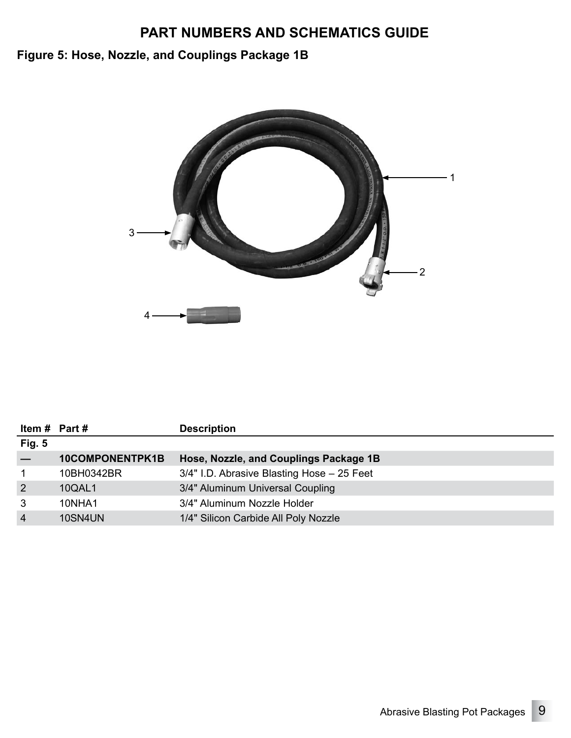# PART NUMBERS AND SCHEMATICS GUIDE

## Figure 5: Hose, Nozzle, and Couplings Package 1B

| Item # | Part # | Description |
|---|---|---|
| **Fig. 5** | | |
| **—** | **10COMPONENTPK1B** | **Hose, Nozzle, and Couplings Package 1B** |
| 1 | 10BH0342BR | 3/4" I.D. Abrasive Blasting Hose – 25 Feet |
| 2 | 10QAL1 | 3/4" Aluminum Universal Coupling |
| 3 | 10NHA1 | 3/4" Aluminum Nozzle Holder |
| 4 | 10SN4UN | 1/4" Silicon Carbide All Poly Nozzle |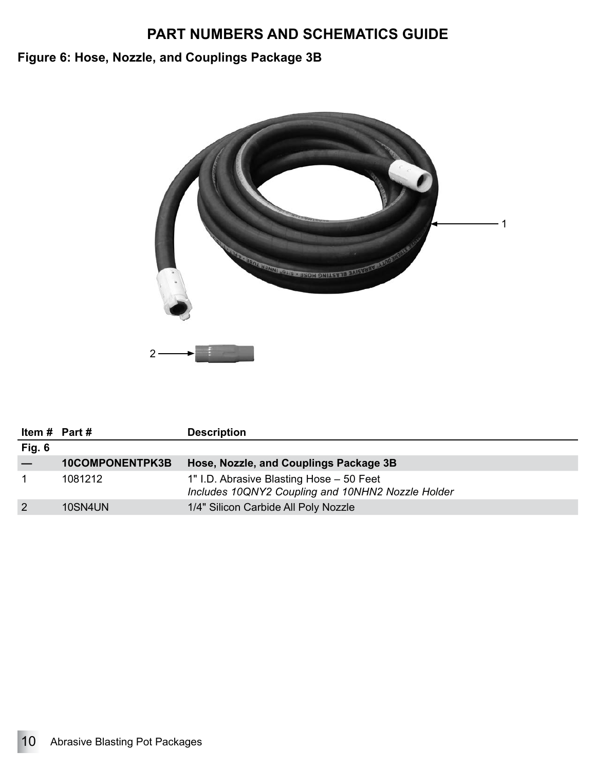# PART NUMBERS AND SCHEMATICS GUIDE

## Figure 6: Hose, Nozzle, and Couplings Package 3B

| Item # | Part # | Description |
|---|---|---|
| **Fig. 6** | | |
| **—** | **10COMPONENTPK3B** | **Hose, Nozzle, and Couplings Package 3B** |
| 1 | 1081212 | 1" I.D. Abrasive Blasting Hose – 50 Feet *Includes 10QNY2 Coupling and 10NHN2 Nozzle Holder* |
| 2 | 10SN4UN | 1/4" Silicon Carbide All Poly Nozzle |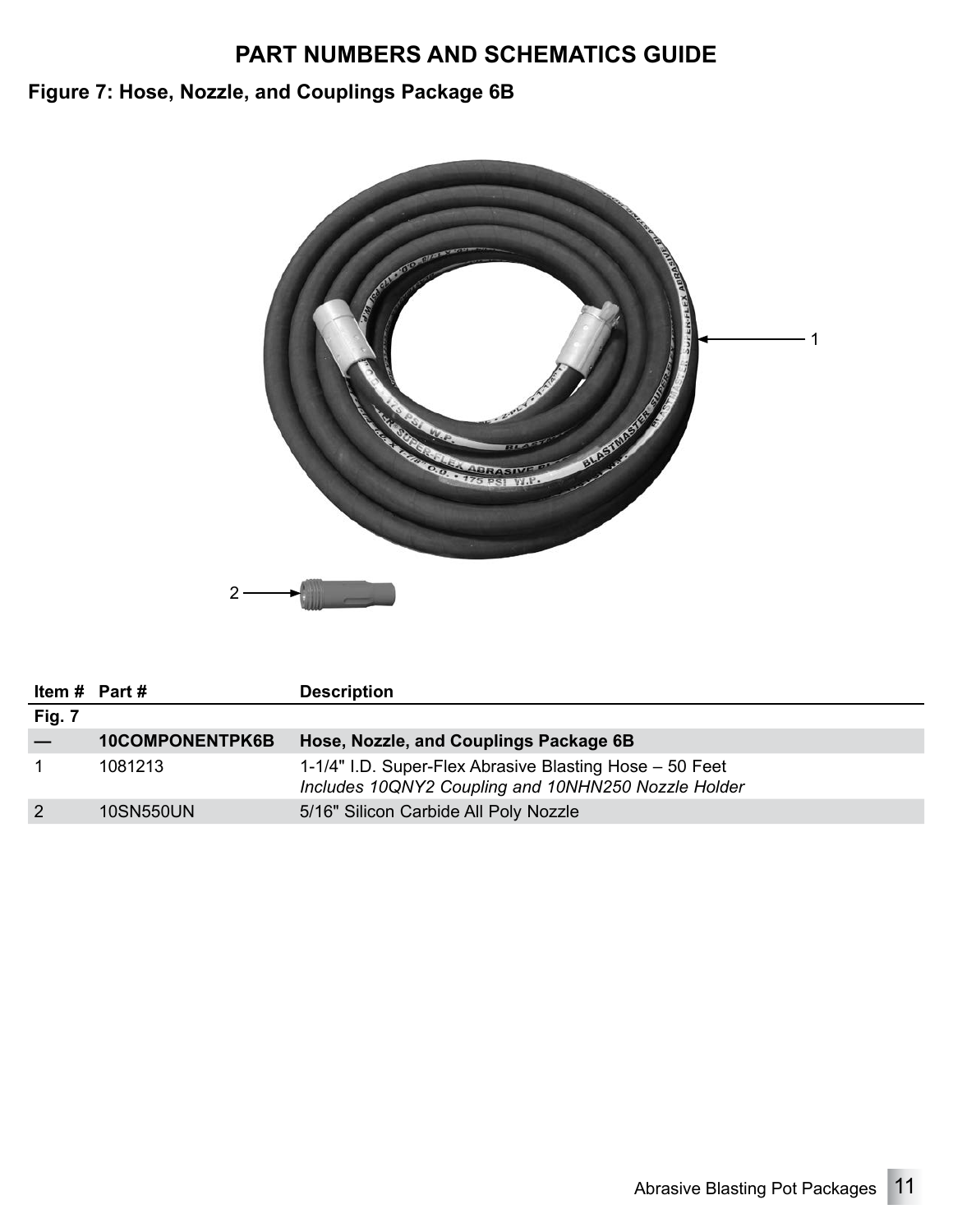# PART NUMBERS AND SCHEMATICS GUIDE

## Figure 7: Hose, Nozzle, and Couplings Package 6B

| Item # | Part # | Description |
|---|---|---|
| **Fig. 7** | | |
| **—** | **10COMPONENTPK6B** | **Hose, Nozzle, and Couplings Package 6B** |
| 1 | 1081213 | 1-1/4" I.D. Super-Flex Abrasive Blasting Hose – 50 Feet<br>*Includes 10QNY2 Coupling and 10NHN250 Nozzle Holder* |
| 2 | 10SN550UN | 5/16" Silicon Carbide All Poly Nozzle |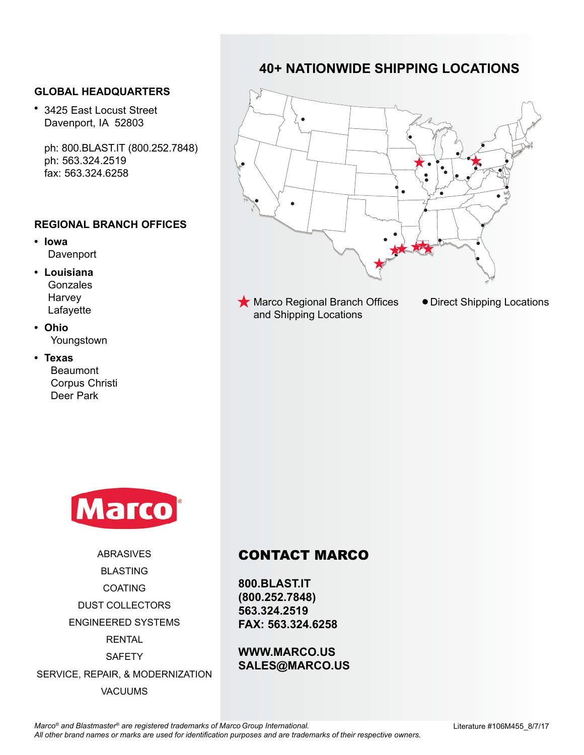## GLOBAL HEADQUARTERS

- 3425 East Locust Street
  Davenport, IA 52803

  ph: 800.BLAST.IT (800.252.7848)
  ph: 563.324.2519
  fax: 563.324.6258

## REGIONAL BRANCH OFFICES

- **Iowa**
  Davenport
- **Louisiana**
  Gonzales
  Harvey
  Lafayette
- **Ohio**
  Youngstown
- **Texas**
  Beaumont
  Corpus Christi
  Deer Park

## 40+ NATIONWIDE SHIPPING LOCATIONS

★ Marco Regional Branch Offices and Shipping Locations

● Direct Shipping Locations

Marco®

ABRASIVES
BLASTING
COATING
DUST COLLECTORS
ENGINEERED SYSTEMS
RENTAL
SAFETY
SERVICE, REPAIR, & MODERNIZATION
VACUUMS

## CONTACT MARCO

**800.BLAST.IT**
**(800.252.7848)**
**563.324.2519**
**FAX: 563.324.6258**

**WWW.MARCO.US**
**SALES@MARCO.US**

*Marco® and Blastmaster® are registered trademarks of Marco Group International.*
*All other brand names or marks are used for identification purposes and are trademarks of their respective owners.*

Literature #106M455_8/7/17